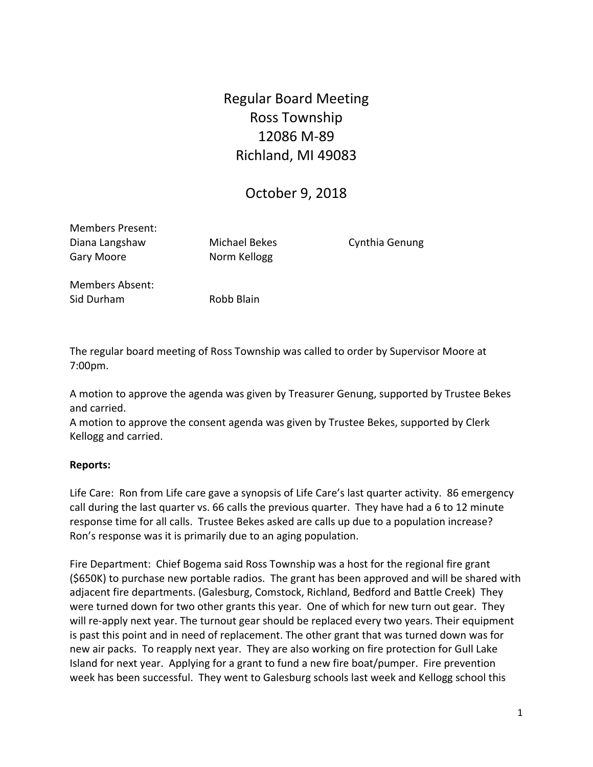# Regular Board Meeting
# Ross Township
# 12086 M-89
# Richland, MI 49083

## October 9, 2018

Members Present:

| | | |
|---|---|---|
| Diana Langshaw | Michael Bekes | Cynthia Genung |
| Gary Moore | Norm Kellogg | |

Members Absent:

| | |
|---|---|
| Sid Durham | Robb Blain |

The regular board meeting of Ross Township was called to order by Supervisor Moore at 7:00pm.

A motion to approve the agenda was given by Treasurer Genung, supported by Trustee Bekes and carried.
A motion to approve the consent agenda was given by Trustee Bekes, supported by Clerk Kellogg and carried.

**Reports:**

Life Care: Ron from Life care gave a synopsis of Life Care's last quarter activity. 86 emergency call during the last quarter vs. 66 calls the previous quarter. They have had a 6 to 12 minute response time for all calls. Trustee Bekes asked are calls up due to a population increase? Ron's response was it is primarily due to an aging population.

Fire Department: Chief Bogema said Ross Township was a host for the regional fire grant ($650K) to purchase new portable radios. The grant has been approved and will be shared with adjacent fire departments. (Galesburg, Comstock, Richland, Bedford and Battle Creek) They were turned down for two other grants this year. One of which for new turn out gear. They will re-apply next year. The turnout gear should be replaced every two years. Their equipment is past this point and in need of replacement. The other grant that was turned down was for new air packs. To reapply next year. They are also working on fire protection for Gull Lake Island for next year. Applying for a grant to fund a new fire boat/pumper. Fire prevention week has been successful. They went to Galesburg schools last week and Kellogg school this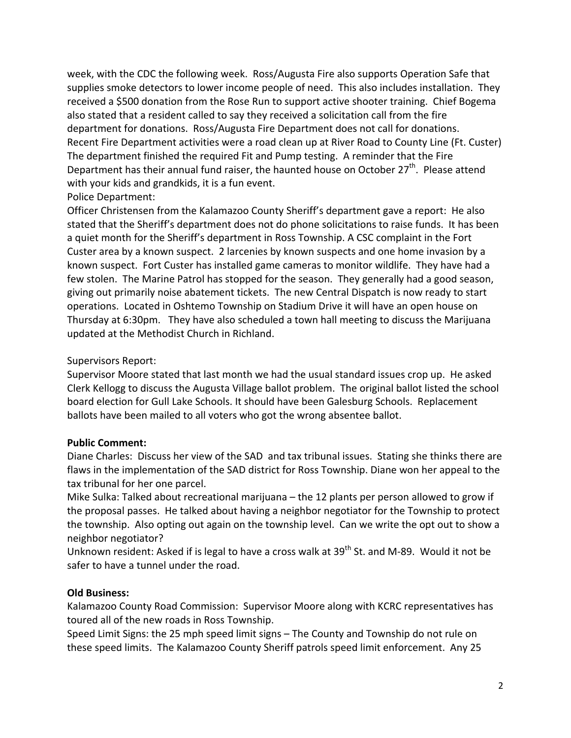week, with the CDC the following week. Ross/Augusta Fire also supports Operation Safe that supplies smoke detectors to lower income people of need. This also includes installation. They received a $500 donation from the Rose Run to support active shooter training. Chief Bogema also stated that a resident called to say they received a solicitation call from the fire department for donations. Ross/Augusta Fire Department does not call for donations. Recent Fire Department activities were a road clean up at River Road to County Line (Ft. Custer) The department finished the required Fit and Pump testing. A reminder that the Fire Department has their annual fund raiser, the haunted house on October 27th. Please attend with your kids and grandkids, it is a fun event.

Police Department:

Officer Christensen from the Kalamazoo County Sheriff's department gave a report: He also stated that the Sheriff's department does not do phone solicitations to raise funds. It has been a quiet month for the Sheriff's department in Ross Township. A CSC complaint in the Fort Custer area by a known suspect. 2 larcenies by known suspects and one home invasion by a known suspect. Fort Custer has installed game cameras to monitor wildlife. They have had a few stolen. The Marine Patrol has stopped for the season. They generally had a good season, giving out primarily noise abatement tickets. The new Central Dispatch is now ready to start operations. Located in Oshtemo Township on Stadium Drive it will have an open house on Thursday at 6:30pm. They have also scheduled a town hall meeting to discuss the Marijuana updated at the Methodist Church in Richland.

Supervisors Report:

Supervisor Moore stated that last month we had the usual standard issues crop up. He asked Clerk Kellogg to discuss the Augusta Village ballot problem. The original ballot listed the school board election for Gull Lake Schools. It should have been Galesburg Schools. Replacement ballots have been mailed to all voters who got the wrong absentee ballot.

**Public Comment:**

Diane Charles: Discuss her view of the SAD and tax tribunal issues. Stating she thinks there are flaws in the implementation of the SAD district for Ross Township. Diane won her appeal to the tax tribunal for her one parcel.

Mike Sulka: Talked about recreational marijuana – the 12 plants per person allowed to grow if the proposal passes. He talked about having a neighbor negotiator for the Township to protect the township. Also opting out again on the township level. Can we write the opt out to show a neighbor negotiator?

Unknown resident: Asked if is legal to have a cross walk at 39th St. and M-89. Would it not be safer to have a tunnel under the road.

**Old Business:**

Kalamazoo County Road Commission: Supervisor Moore along with KCRC representatives has toured all of the new roads in Ross Township.

Speed Limit Signs: the 25 mph speed limit signs – The County and Township do not rule on these speed limits. The Kalamazoo County Sheriff patrols speed limit enforcement. Any 25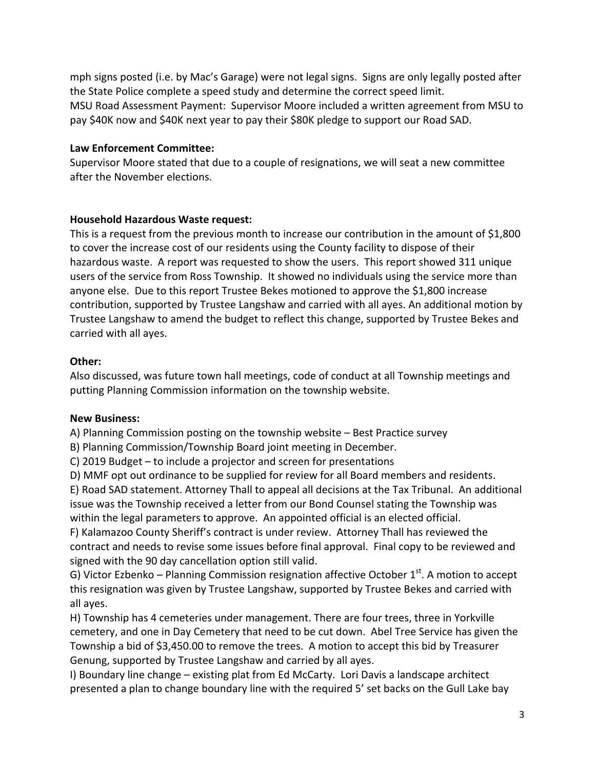mph signs posted (i.e. by Mac's Garage) were not legal signs. Signs are only legally posted after the State Police complete a speed study and determine the correct speed limit.
MSU Road Assessment Payment: Supervisor Moore included a written agreement from MSU to pay $40K now and $40K next year to pay their $80K pledge to support our Road SAD.

**Law Enforcement Committee:**
Supervisor Moore stated that due to a couple of resignations, we will seat a new committee after the November elections.

**Household Hazardous Waste request:**
This is a request from the previous month to increase our contribution in the amount of $1,800 to cover the increase cost of our residents using the County facility to dispose of their hazardous waste. A report was requested to show the users. This report showed 311 unique users of the service from Ross Township. It showed no individuals using the service more than anyone else. Due to this report Trustee Bekes motioned to approve the $1,800 increase contribution, supported by Trustee Langshaw and carried with all ayes. An additional motion by Trustee Langshaw to amend the budget to reflect this change, supported by Trustee Bekes and carried with all ayes.

**Other:**
Also discussed, was future town hall meetings, code of conduct at all Township meetings and putting Planning Commission information on the township website.

**New Business:**
A) Planning Commission posting on the township website – Best Practice survey
B) Planning Commission/Township Board joint meeting in December.
C) 2019 Budget – to include a projector and screen for presentations
D) MMF opt out ordinance to be supplied for review for all Board members and residents.
E) Road SAD statement. Attorney Thall to appeal all decisions at the Tax Tribunal. An additional issue was the Township received a letter from our Bond Counsel stating the Township was within the legal parameters to approve. An appointed official is an elected official.
F) Kalamazoo County Sheriff's contract is under review. Attorney Thall has reviewed the contract and needs to revise some issues before final approval. Final copy to be reviewed and signed with the 90 day cancellation option still valid.
G) Victor Ezbenko – Planning Commission resignation affective October 1st. A motion to accept this resignation was given by Trustee Langshaw, supported by Trustee Bekes and carried with all ayes.
H) Township has 4 cemeteries under management. There are four trees, three in Yorkville cemetery, and one in Day Cemetery that need to be cut down. Abel Tree Service has given the Township a bid of $3,450.00 to remove the trees. A motion to accept this bid by Treasurer Genung, supported by Trustee Langshaw and carried by all ayes.
I) Boundary line change – existing plat from Ed McCarty. Lori Davis a landscape architect presented a plan to change boundary line with the required 5' set backs on the Gull Lake bay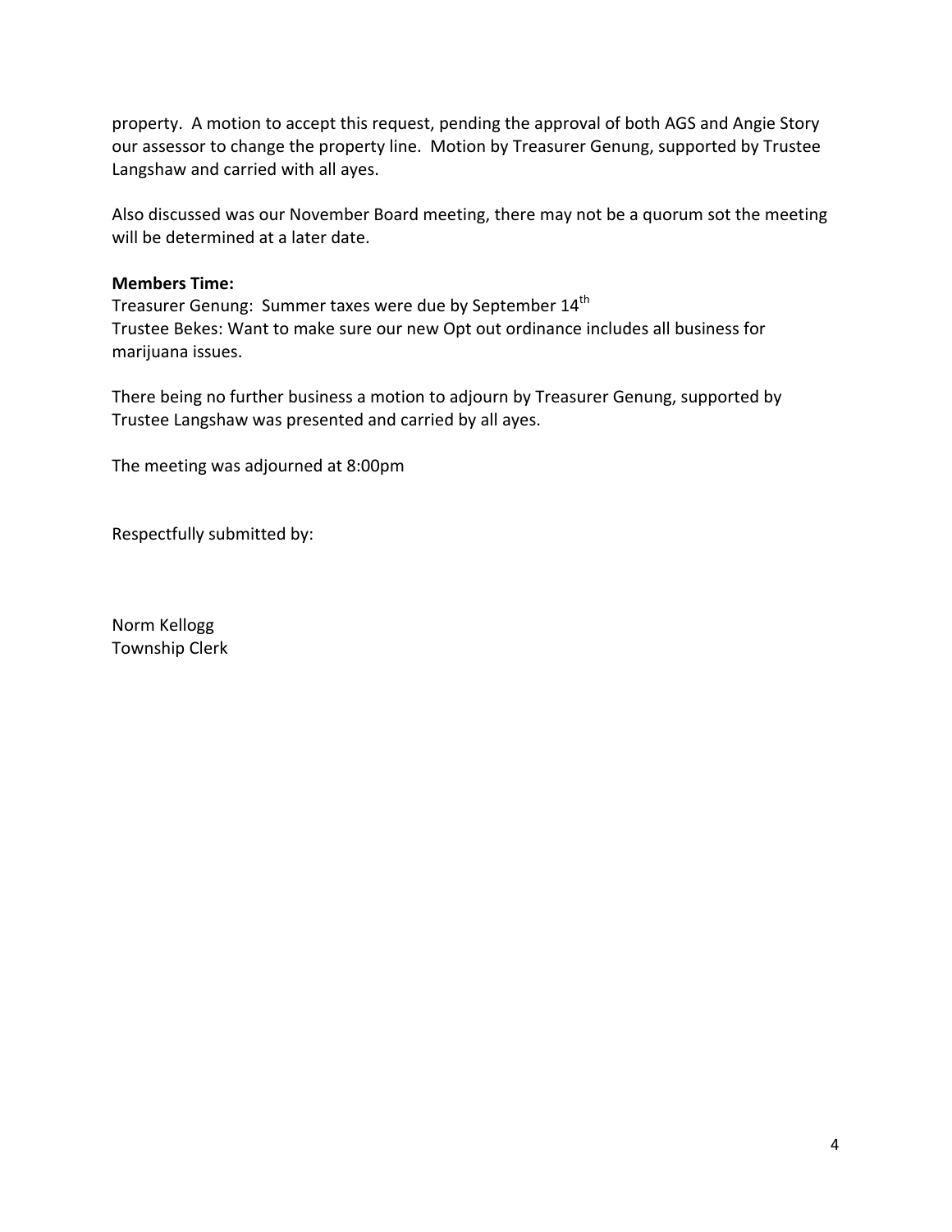property. A motion to accept this request, pending the approval of both AGS and Angie Story our assessor to change the property line. Motion by Treasurer Genung, supported by Trustee Langshaw and carried with all ayes.

Also discussed was our November Board meeting, there may not be a quorum sot the meeting will be determined at a later date.

**Members Time:**
Treasurer Genung: Summer taxes were due by September 14th
Trustee Bekes: Want to make sure our new Opt out ordinance includes all business for marijuana issues.

There being no further business a motion to adjourn by Treasurer Genung, supported by Trustee Langshaw was presented and carried by all ayes.

The meeting was adjourned at 8:00pm

Respectfully submitted by:

Norm Kellogg
Township Clerk